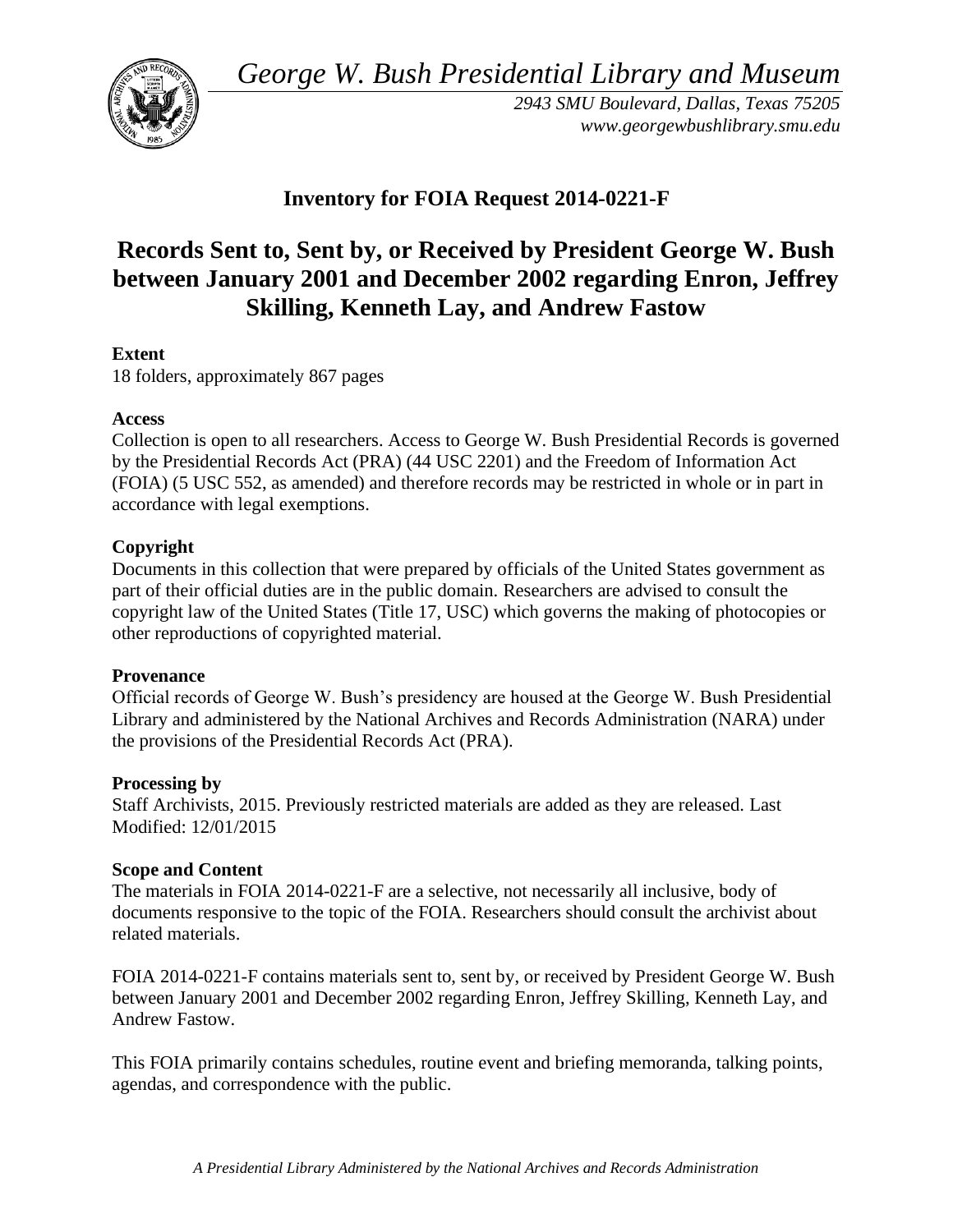*George W. Bush Presidential Library and Museum*

*2943 SMU Boulevard, Dallas, Texas 75205*
*www.georgewbushlibrary.smu.edu*

## Inventory for FOIA Request 2014-0221-F

# Records Sent to, Sent by, or Received by President George W. Bush between January 2001 and December 2002 regarding Enron, Jeffrey Skilling, Kenneth Lay, and Andrew Fastow

**Extent**
18 folders, approximately 867 pages

**Access**
Collection is open to all researchers. Access to George W. Bush Presidential Records is governed by the Presidential Records Act (PRA) (44 USC 2201) and the Freedom of Information Act (FOIA) (5 USC 552, as amended) and therefore records may be restricted in whole or in part in accordance with legal exemptions.

**Copyright**
Documents in this collection that were prepared by officials of the United States government as part of their official duties are in the public domain. Researchers are advised to consult the copyright law of the United States (Title 17, USC) which governs the making of photocopies or other reproductions of copyrighted material.

**Provenance**
Official records of George W. Bush's presidency are housed at the George W. Bush Presidential Library and administered by the National Archives and Records Administration (NARA) under the provisions of the Presidential Records Act (PRA).

**Processing by**
Staff Archivists, 2015. Previously restricted materials are added as they are released. Last Modified: 12/01/2015

**Scope and Content**
The materials in FOIA 2014-0221-F are a selective, not necessarily all inclusive, body of documents responsive to the topic of the FOIA. Researchers should consult the archivist about related materials.

FOIA 2014-0221-F contains materials sent to, sent by, or received by President George W. Bush between January 2001 and December 2002 regarding Enron, Jeffrey Skilling, Kenneth Lay, and Andrew Fastow.

This FOIA primarily contains schedules, routine event and briefing memoranda, talking points, agendas, and correspondence with the public.

*A Presidential Library Administered by the National Archives and Records Administration*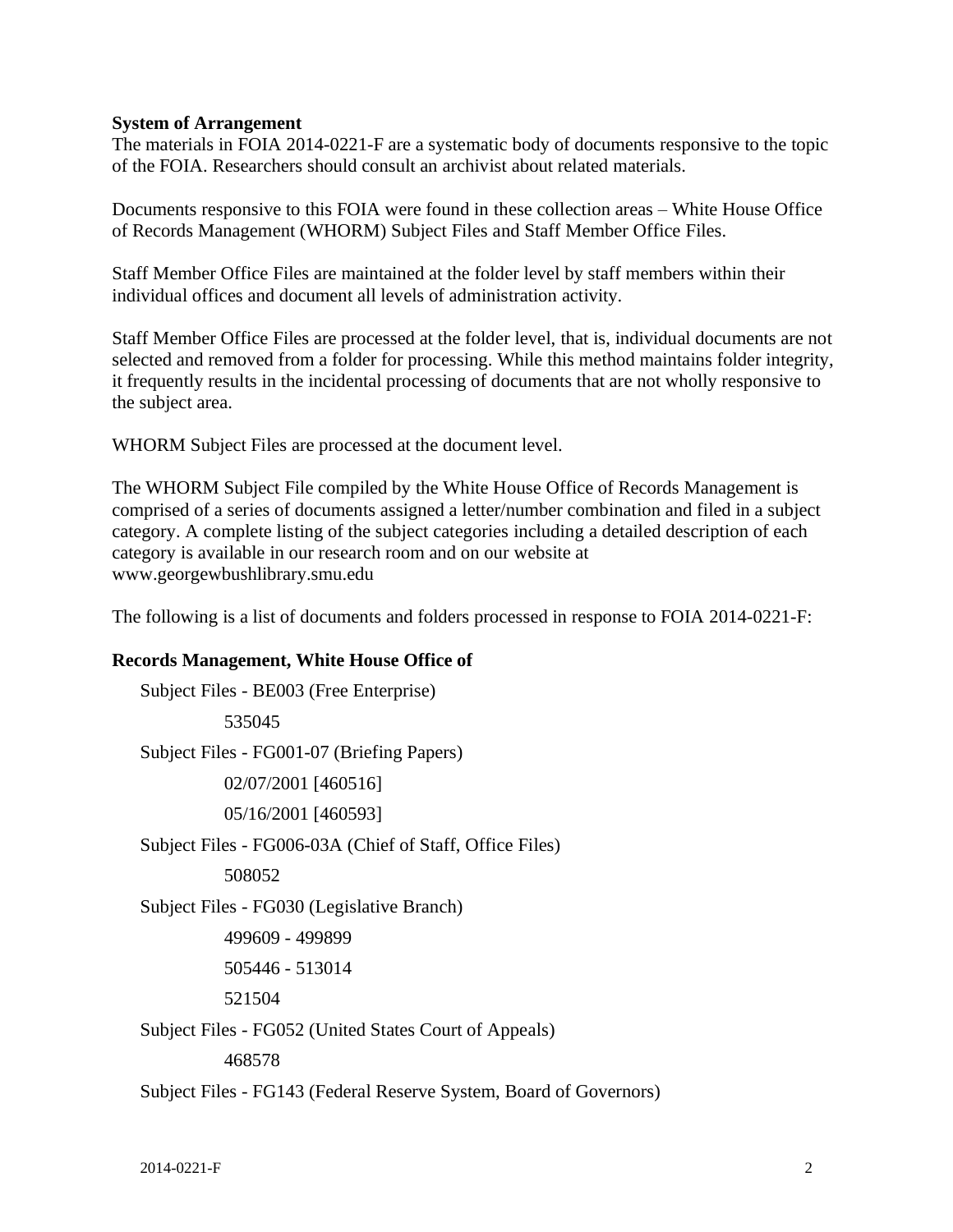**System of Arrangement**

The materials in FOIA 2014-0221-F are a systematic body of documents responsive to the topic of the FOIA. Researchers should consult an archivist about related materials.

Documents responsive to this FOIA were found in these collection areas – White House Office of Records Management (WHORM) Subject Files and Staff Member Office Files.

Staff Member Office Files are maintained at the folder level by staff members within their individual offices and document all levels of administration activity.

Staff Member Office Files are processed at the folder level, that is, individual documents are not selected and removed from a folder for processing. While this method maintains folder integrity, it frequently results in the incidental processing of documents that are not wholly responsive to the subject area.

WHORM Subject Files are processed at the document level.

The WHORM Subject File compiled by the White House Office of Records Management is comprised of a series of documents assigned a letter/number combination and filed in a subject category. A complete listing of the subject categories including a detailed description of each category is available in our research room and on our website at www.georgewbushlibrary.smu.edu

The following is a list of documents and folders processed in response to FOIA 2014-0221-F:

**Records Management, White House Office of**

- Subject Files - BE003 (Free Enterprise)
  - 535045
- Subject Files - FG001-07 (Briefing Papers)
  - 02/07/2001 [460516]
  - 05/16/2001 [460593]
- Subject Files - FG006-03A (Chief of Staff, Office Files)
  - 508052
- Subject Files - FG030 (Legislative Branch)
  - 499609 - 499899
  - 505446 - 513014
  - 521504
- Subject Files - FG052 (United States Court of Appeals)
  - 468578
- Subject Files - FG143 (Federal Reserve System, Board of Governors)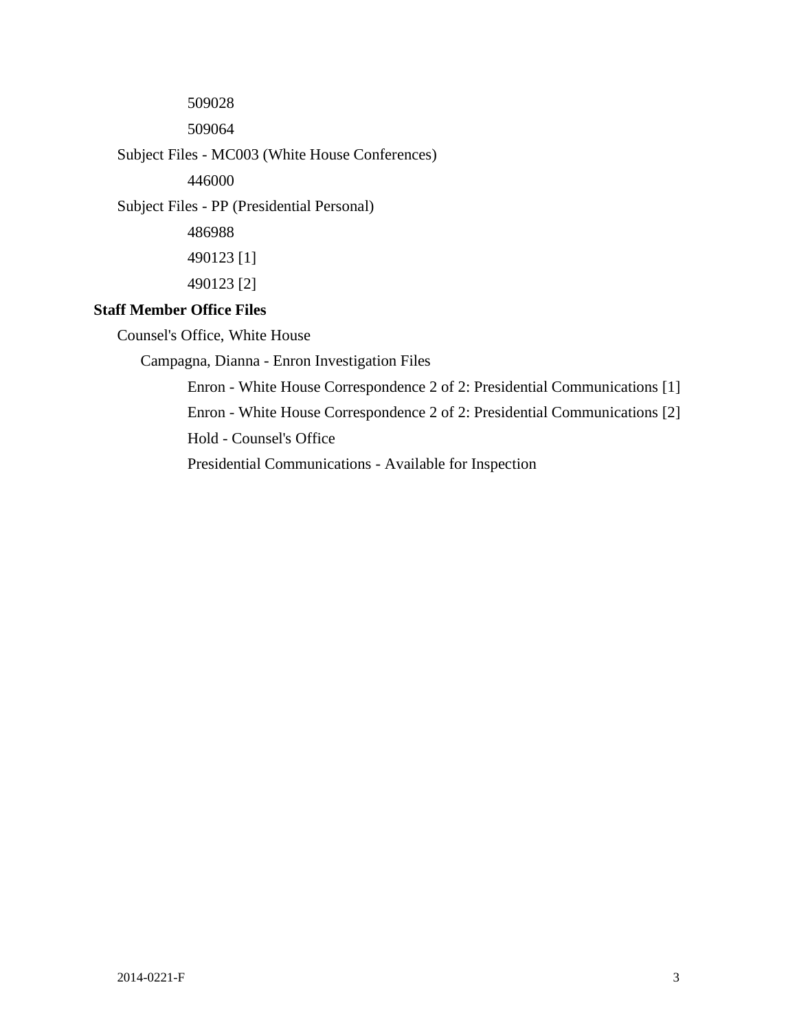509028

509064

Subject Files - MC003 (White House Conferences)

446000

Subject Files - PP (Presidential Personal)

486988

490123 [1]

490123 [2]

**Staff Member Office Files**

Counsel's Office, White House

Campagna, Dianna - Enron Investigation Files

Enron - White House Correspondence 2 of 2: Presidential Communications [1]

Enron - White House Correspondence 2 of 2: Presidential Communications [2]

Hold - Counsel's Office

Presidential Communications - Available for Inspection